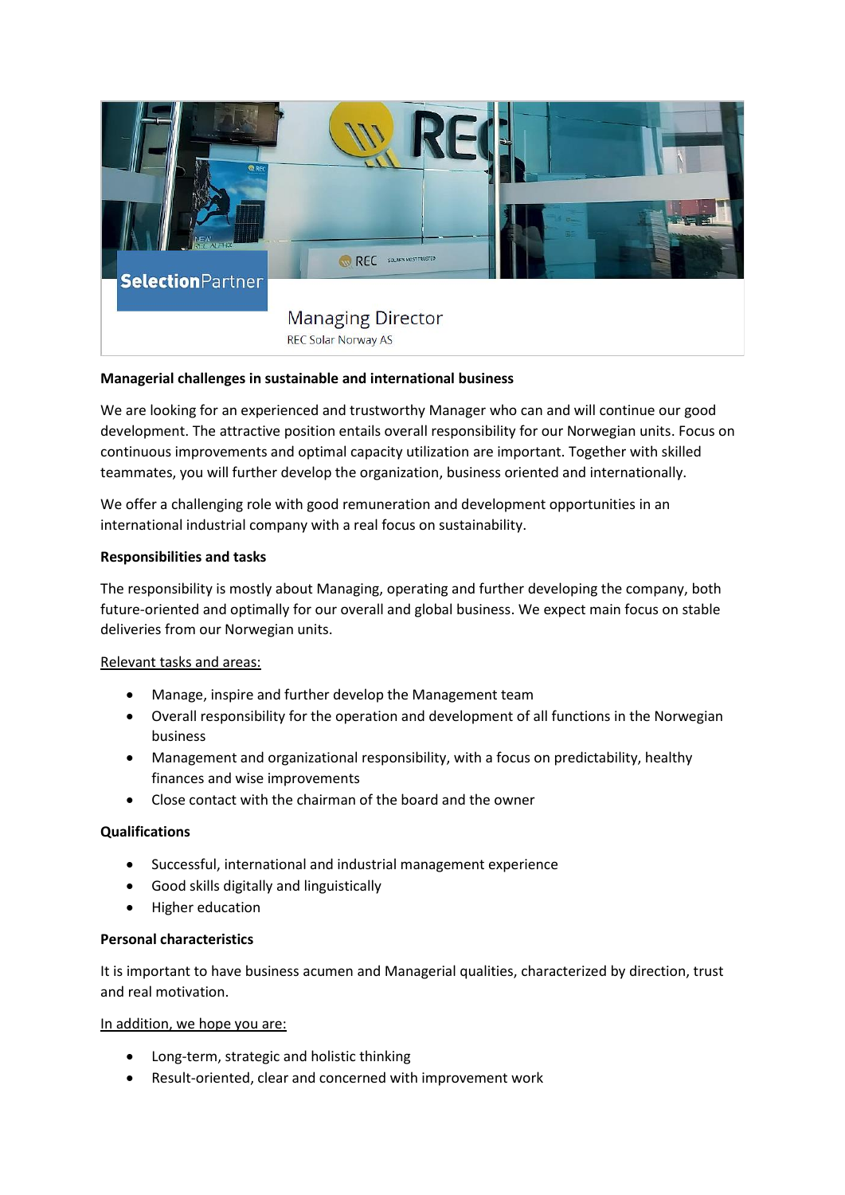SelectionPartner

Managing Director

REC Solar Norway AS

**Managerial challenges in sustainable and international business**

We are looking for an experienced and trustworthy Manager who can and will continue our good development. The attractive position entails overall responsibility for our Norwegian units. Focus on continuous improvements and optimal capacity utilization are important. Together with skilled teammates, you will further develop the organization, business oriented and internationally.

We offer a challenging role with good remuneration and development opportunities in an international industrial company with a real focus on sustainability.

**Responsibilities and tasks**

The responsibility is mostly about Managing, operating and further developing the company, both future-oriented and optimally for our overall and global business. We expect main focus on stable deliveries from our Norwegian units.

Relevant tasks and areas:

- Manage, inspire and further develop the Management team
- Overall responsibility for the operation and development of all functions in the Norwegian business
- Management and organizational responsibility, with a focus on predictability, healthy finances and wise improvements
- Close contact with the chairman of the board and the owner

**Qualifications**

- Successful, international and industrial management experience
- Good skills digitally and linguistically
- Higher education

**Personal characteristics**

It is important to have business acumen and Managerial qualities, characterized by direction, trust and real motivation.

In addition, we hope you are:

- Long-term, strategic and holistic thinking
- Result-oriented, clear and concerned with improvement work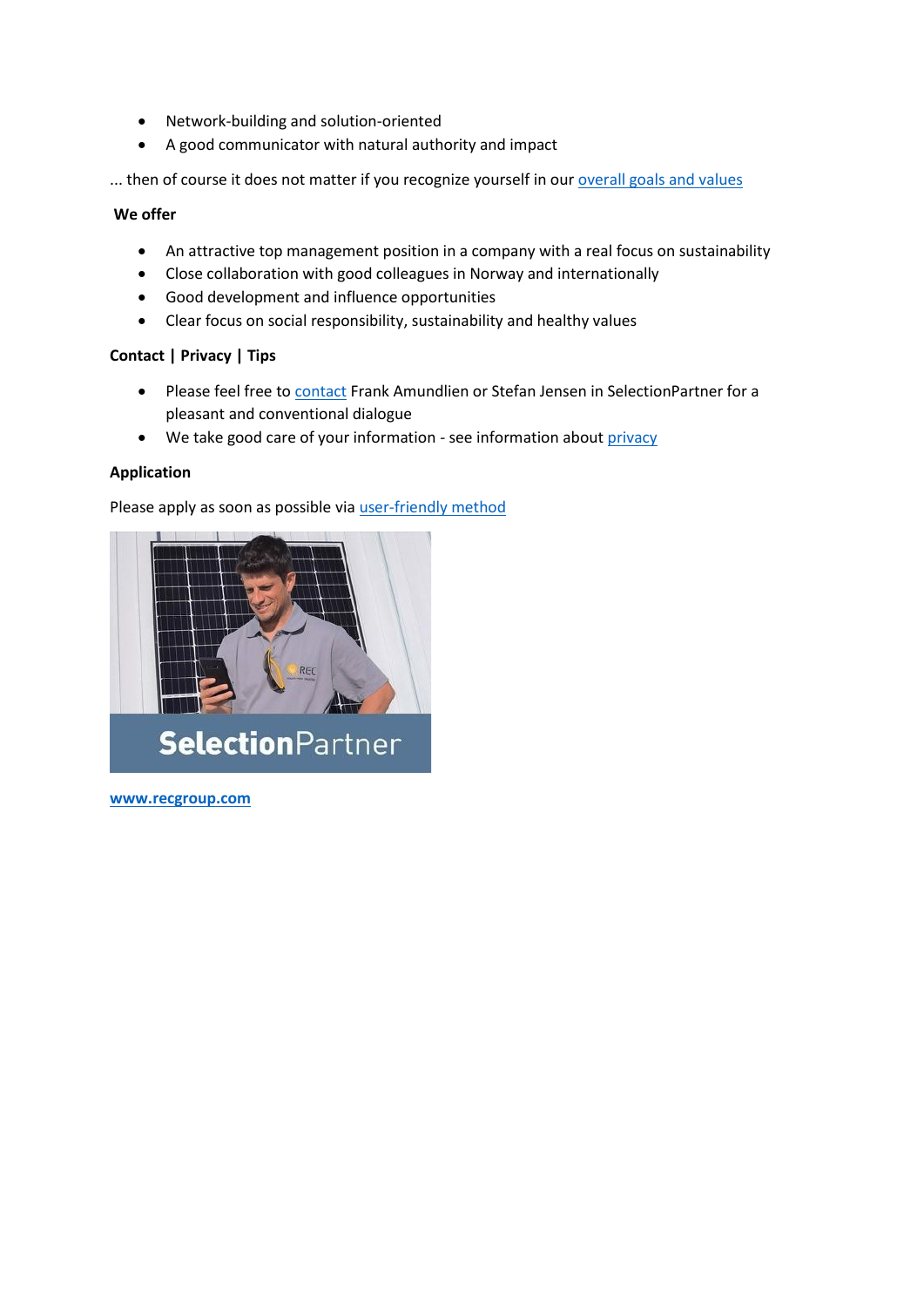- Network-building and solution-oriented
- A good communicator with natural authority and impact

... then of course it does not matter if you recognize yourself in our overall goals and values

**We offer**

- An attractive top management position in a company with a real focus on sustainability
- Close collaboration with good colleagues in Norway and internationally
- Good development and influence opportunities
- Clear focus on social responsibility, sustainability and healthy values

**Contact | Privacy | Tips**

- Please feel free to contact Frank Amundlien or Stefan Jensen in SelectionPartner for a pleasant and conventional dialogue
- We take good care of your information - see information about privacy

**Application**

Please apply as soon as possible via user-friendly method

**www.recgroup.com**